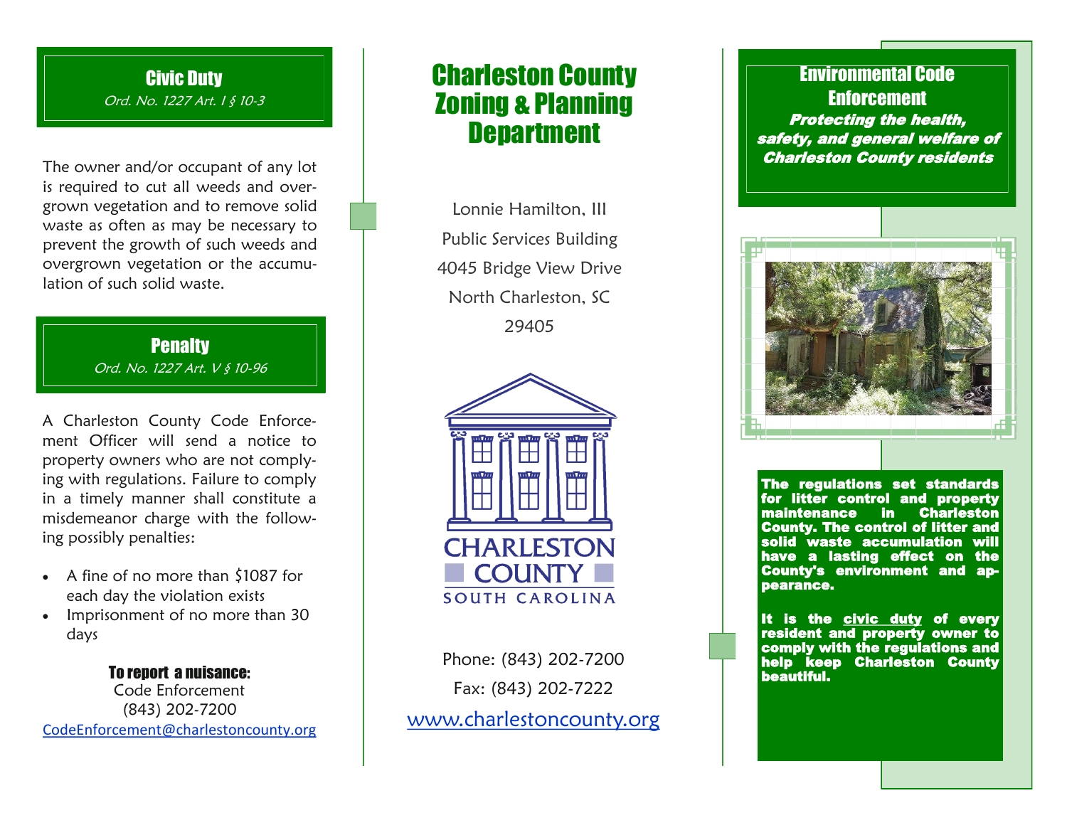## Civic Duty

*Ord. No. 1227 Art. I § 10-3*

The owner and/or occupant of any lot is required to cut all weeds and overgrown vegetation and to remove solid waste as often as may be necessary to prevent the growth of such weeds and overgrown vegetation or the accumulation of such solid waste.

## Penalty

*Ord. No. 1227 Art. V § 10-96*

A Charleston County Code Enforcement Officer will send a notice to property owners who are not complying with regulations. Failure to comply in a timely manner shall constitute a misdemeanor charge with the following possibly penalties:

- A fine of no more than $1087 for each day the violation exists
- Imprisonment of no more than 30 days

**To report a nuisance:**

Code Enforcement

(843) 202-7200

CodeEnforcement@charlestoncounty.org

# Charleston County Zoning & Planning Department

Lonnie Hamilton, III

Public Services Building

4045 Bridge View Drive

North Charleston, SC

29405

CHARLESTON COUNTY

SOUTH CAROLINA

Phone: (843) 202-7200

Fax: (843) 202-7222

www.charlestoncounty.org

## Environmental Code Enforcement

***Protecting the health, safety, and general welfare of Charleston County residents***

**The regulations set standards for litter control and property maintenance in Charleston County. The control of litter and solid waste accumulation will have a lasting effect on the County's environment and appearance.**

**It is the civic duty of every resident and property owner to comply with the regulations and help keep Charleston County beautiful.**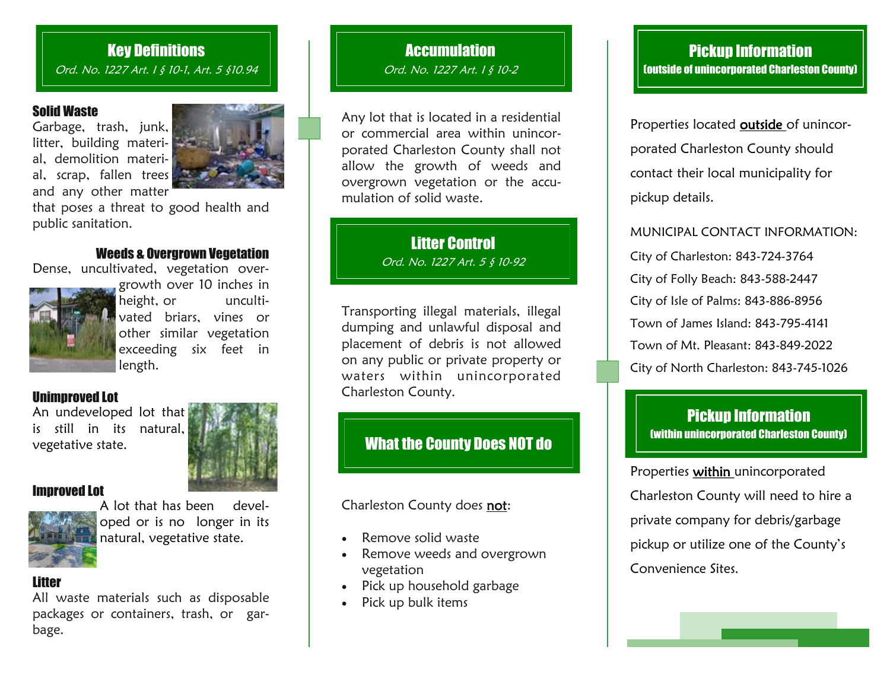## Key Definitions

*Ord. No. 1227 Art. I § 10-1, Art. 5 §10.94*

### Solid Waste

Garbage, trash, junk, litter, building material, demolition material, scrap, fallen trees and any other matter that poses a threat to good health and public sanitation.

### Weeds & Overgrown Vegetation

Dense, uncultivated, vegetation overgrowth over 10 inches in height, or uncultivated briars, vines or other similar vegetation exceeding six feet in length.

### Unimproved Lot

An undeveloped lot that is still in its natural, vegetative state.

### Improved Lot

A lot that has been developed or is no longer in its natural, vegetative state.

### Litter

All waste materials such as disposable packages or containers, trash, or garbage.

## Accumulation

*Ord. No. 1227 Art. I § 10-2*

Any lot that is located in a residential or commercial area within unincorporated Charleston County shall not allow the growth of weeds and overgrown vegetation or the accumulation of solid waste.

## Litter Control

*Ord. No. 1227 Art. 5 § 10-92*

Transporting illegal materials, illegal dumping and unlawful disposal and placement of debris is not allowed on any public or private property or waters within unincorporated Charleston County.

## What the County Does NOT do

Charleston County does <u>not</u>:

- Remove solid waste
- Remove weeds and overgrown vegetation
- Pick up household garbage
- Pick up bulk items

## Pickup Information (outside of unincorporated Charleston County)

Properties located <u>outside</u> of unincorporated Charleston County should contact their local municipality for pickup details.

MUNICIPAL CONTACT INFORMATION:

City of Charleston: 843-724-3764

City of Folly Beach: 843-588-2447

City of Isle of Palms: 843-886-8956

Town of James Island: 843-795-4141

Town of Mt. Pleasant: 843-849-2022

City of North Charleston: 843-745-1026

## Pickup Information (within unincorporated Charleston County)

Properties <u>within</u> unincorporated Charleston County will need to hire a private company for debris/garbage pickup or utilize one of the County's Convenience Sites.